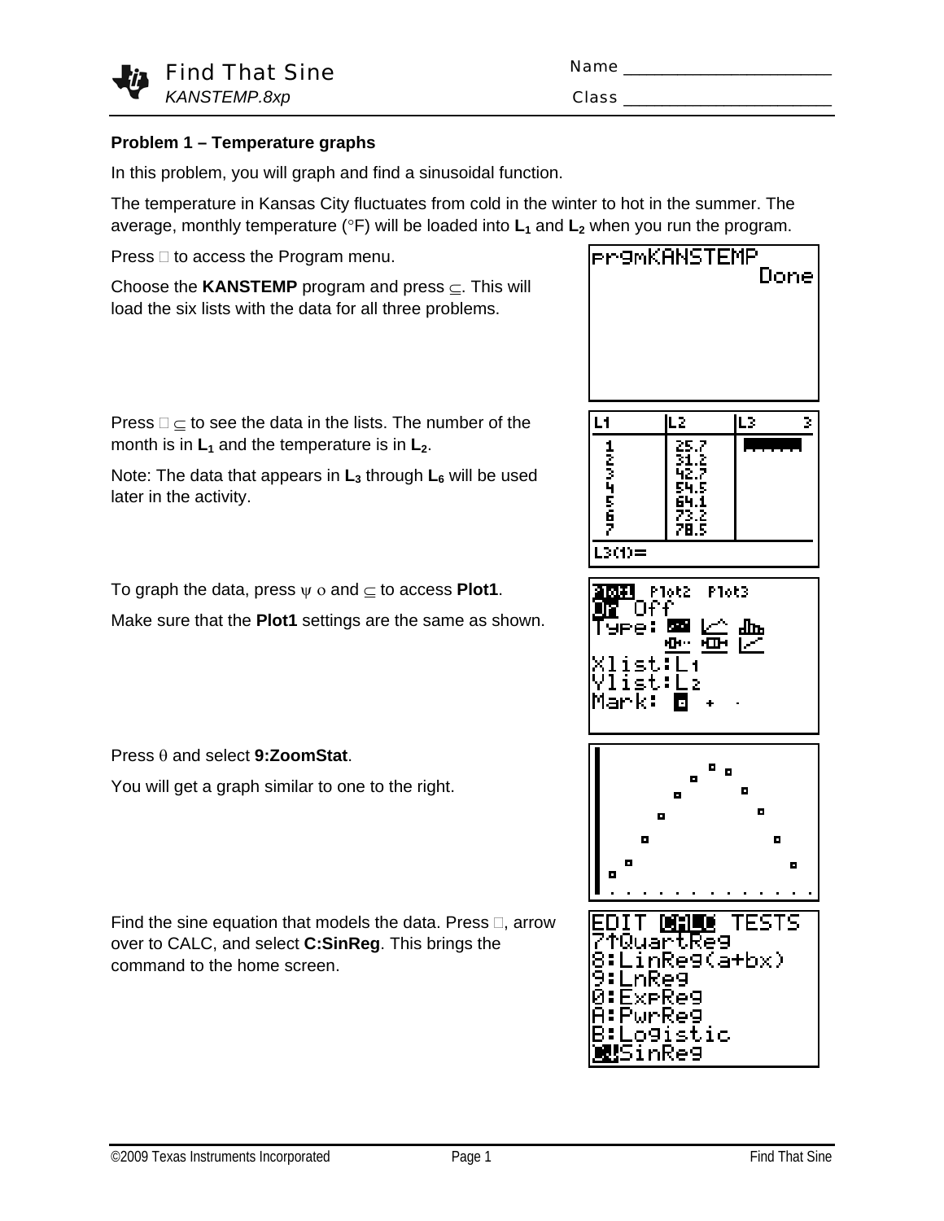# Find That Sine

*KANSTEMP.8xp*

Name ______________________

Class ______________________

**Problem 1 – Temperature graphs**

In this problem, you will graph and find a sinusoidal function.

The temperature in Kansas City fluctuates from cold in the winter to hot in the summer. The average, monthly temperature (°F) will be loaded into $\mathbf{L_1}$ and $\mathbf{L_2}$ when you run the program.

Press  to access the Program menu.

Choose the **KANSTEMP** program and press ⊆. This will load the six lists with the data for all three problems.

Press  ⊆ to see the data in the lists. The number of the month is in $\mathbf{L_1}$ and the temperature is in $\mathbf{L_2}$.

Note: The data that appears in $\mathbf{L_3}$ through $\mathbf{L_6}$ will be used later in the activity.

To graph the data, press ψ ο and ⊆ to access **Plot1**.

Make sure that the **Plot1** settings are the same as shown.

Press θ and select **9:ZoomStat**.

You will get a graph similar to one to the right.

Find the sine equation that models the data. Press , arrow over to CALC, and select **C:SinReg**. This brings the command to the home screen.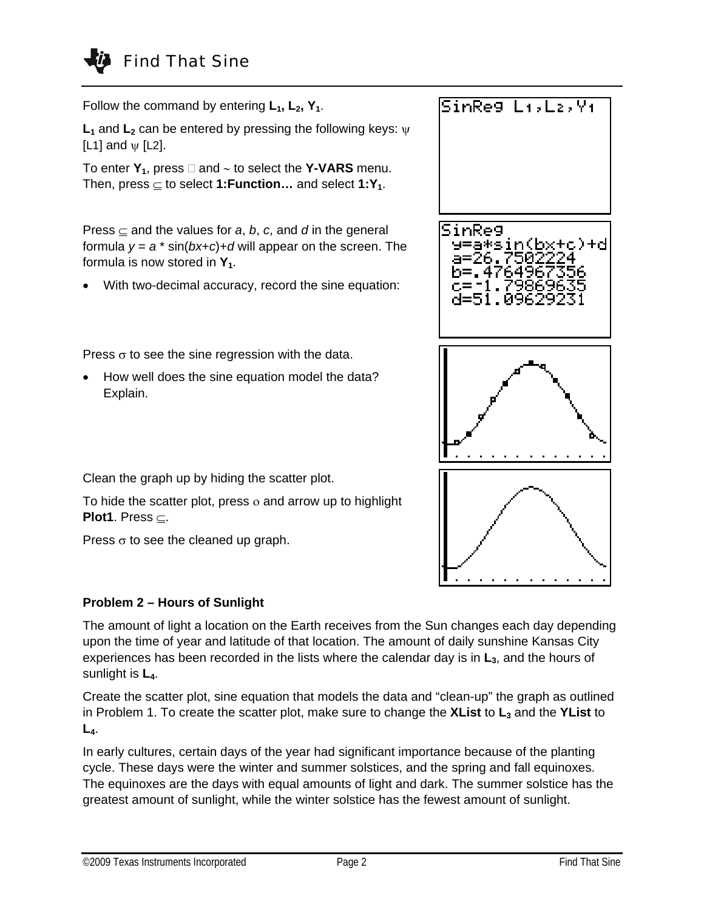Follow the command by entering **$L_1$, $L_2$, $Y_1$**.

**$L_1$** and **$L_2$** can be entered by pressing the following keys: ψ [L1] and ψ [L2].

To enter **$Y_1$**, press  and ~ to select the **Y-VARS** menu. Then, press ⊆ to select **1:Function…** and select **1:$Y_1$**.

SinReg $L_1$,$L_2$,$Y_1$

Press ⊆ and the values for *a*, *b*, *c*, and *d* in the general formula $y = a * \sin(bx+c)+d$ will appear on the screen. The formula is now stored in **$Y_1$**.

- With two-decimal accuracy, record the sine equation:

SinReg
y=a*sin(bx+c)+d
a=26.7502224
b=.4764967356
c=-1.79869635
d=51.09629231

Press σ to see the sine regression with the data.

- How well does the sine equation model the data? Explain.

Clean the graph up by hiding the scatter plot.

To hide the scatter plot, press ο and arrow up to highlight **Plot1**. Press ⊆.

Press σ to see the cleaned up graph.

**Problem 2 – Hours of Sunlight**

The amount of light a location on the Earth receives from the Sun changes each day depending upon the time of year and latitude of that location. The amount of daily sunshine Kansas City experiences has been recorded in the lists where the calendar day is in **$L_3$**, and the hours of sunlight is **$L_4$**.

Create the scatter plot, sine equation that models the data and "clean-up" the graph as outlined in Problem 1. To create the scatter plot, make sure to change the **XList** to **$L_3$** and the **YList** to **$L_4$**.

In early cultures, certain days of the year had significant importance because of the planting cycle. These days were the winter and summer solstices, and the spring and fall equinoxes. The equinoxes are the days with equal amounts of light and dark. The summer solstice has the greatest amount of sunlight, while the winter solstice has the fewest amount of sunlight.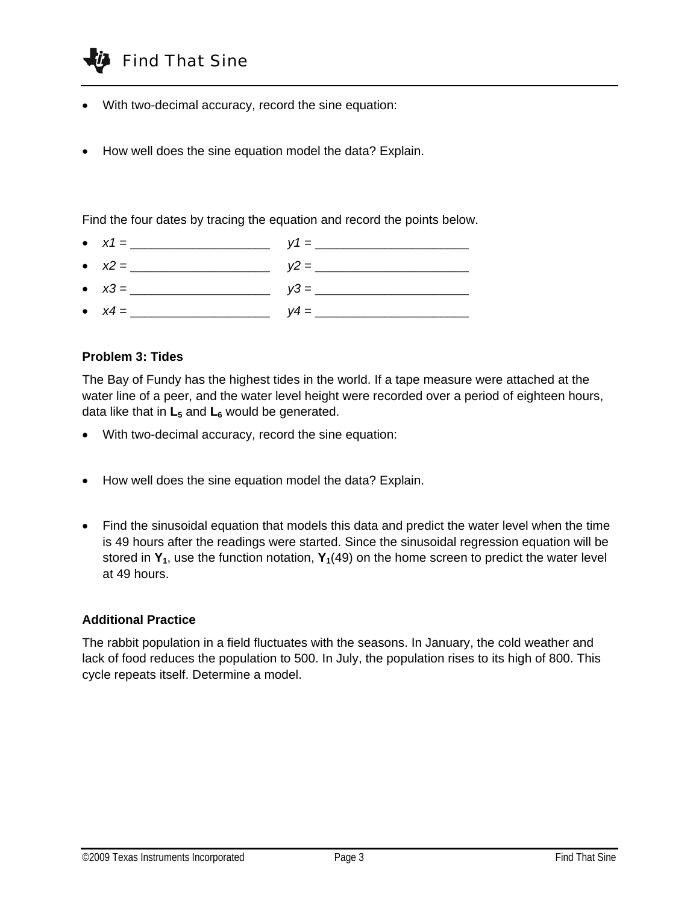- With two-decimal accuracy, record the sine equation:

- How well does the sine equation model the data? Explain.

Find the four dates by tracing the equation and record the points below.

- *x1* = ____________________ *y1* = ______________________
- *x2* = ____________________ *y2* = ______________________
- *x3* = ____________________ *y3* = ______________________
- *x4* = ____________________ *y4* = ______________________

**Problem 3: Tides**

The Bay of Fundy has the highest tides in the world. If a tape measure were attached at the water line of a peer, and the water level height were recorded over a period of eighteen hours, data like that in $\mathbf{L_5}$ and $\mathbf{L_6}$ would be generated.

- With two-decimal accuracy, record the sine equation:

- How well does the sine equation model the data? Explain.

- Find the sinusoidal equation that models this data and predict the water level when the time is 49 hours after the readings were started. Since the sinusoidal regression equation will be stored in $\mathbf{Y_1}$, use the function notation, $\mathbf{Y_1}$(49) on the home screen to predict the water level at 49 hours.

**Additional Practice**

The rabbit population in a field fluctuates with the seasons. In January, the cold weather and lack of food reduces the population to 500. In July, the population rises to its high of 800. This cycle repeats itself. Determine a model.